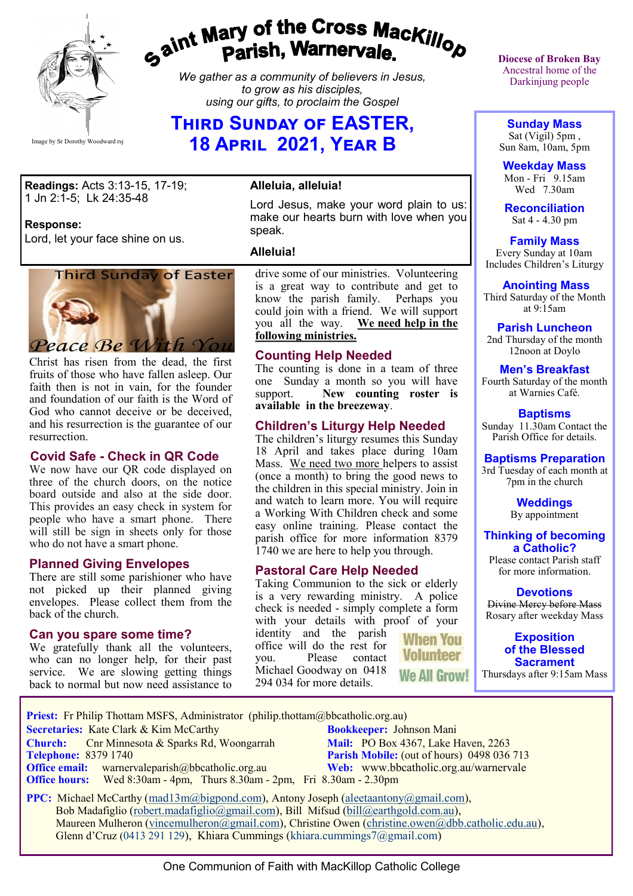# Saint Mary of the Cross MacKillop Parish, Warnervale.

*We gather as a community of believers in Jesus, to grow as his disciples, using our gifts, to proclaim the Gospel*

Image by Sr Dorothy Woodward rsj

Diocese of Broken Bay
Ancestral home of the Darkinjung people

## Third Sunday of EASTER, 18 April 2021, Year B

**Readings:** Acts 3:13-15, 17-19; 1 Jn 2:1-5; Lk 24:35-48

**Response:**
Lord, let your face shine on us.

**Alleluia, alleluia!**

Lord Jesus, make your word plain to us: make our hearts burn with love when you speak.

**Alleluia!**

Third Sunday of Easter
*Peace Be With You*

Christ has risen from the dead, the first fruits of those who have fallen asleep. Our faith then is not in vain, for the founder and foundation of our faith is the Word of God who cannot deceive or be deceived, and his resurrection is the guarantee of our resurrection.

### Covid Safe - Check in QR Code

We now have our QR code displayed on three of the church doors, on the notice board outside and also at the side door. This provides an easy check in system for people who have a smart phone. There will still be sign in sheets only for those who do not have a smart phone.

### Planned Giving Envelopes

There are still some parishioner who have not picked up their planned giving envelopes. Please collect them from the back of the church.

### Can you spare some time?

We gratefully thank all the volunteers, who can no longer help, for their past service. We are slowing getting things back to normal but now need assistance to drive some of our ministries. Volunteering is a great way to contribute and get to know the parish family. Perhaps you could join with a friend. We will support you all the way. **We need help in the following ministries.**

### Counting Help Needed

The counting is done in a team of three one Sunday a month so you will have support. **New counting roster is available in the breezeway**.

### Children's Liturgy Help Needed

The children's liturgy resumes this Sunday 18 April and takes place during 10am Mass. We need two more helpers to assist (once a month) to bring the good news to the children in this special ministry. Join in and watch to learn more. You will require a Working With Children check and some easy online training. Please contact the parish office for more information 8379 1740 we are here to help you through.

### Pastoral Care Help Needed

Taking Communion to the sick or elderly is a very rewarding ministry. A police check is needed - simply complete a form with your details with proof of your identity and the parish office will do the rest for you. Please contact Michael Goodway on 0418 294 034 for more details.

When You Volunteer We All Grow!

---

**Sunday Mass**
Sat (Vigil) 5pm ,
Sun 8am, 10am, 5pm

**Weekday Mass**
Mon - Fri 9.15am
Wed 7.30am

**Reconciliation**
Sat 4 - 4.30 pm

**Family Mass**
Every Sunday at 10am
Includes Children's Liturgy

**Anointing Mass**
Third Saturday of the Month at 9:15am

**Parish Luncheon**
2nd Thursday of the month 12noon at Doylo

**Men's Breakfast**
Fourth Saturday of the month at Warnies Café.

**Baptisms**
Sunday 11.30am Contact the Parish Office for details.

**Baptisms Preparation**
3rd Tuesday of each month at 7pm in the church

**Weddings**
By appointment

**Thinking of becoming a Catholic?**
Please contact Parish staff for more information.

**Devotions**
~~Divine Mercy before Mass~~
Rosary after weekday Mass

**Exposition of the Blessed Sacrament**
Thursdays after 9:15am Mass

---

**Priest:** Fr Philip Thottam MSFS, Administrator (philip.thottam@bbcatholic.org.au)
**Secretaries:** Kate Clark & Kim McCarthy
**Bookkeeper:** Johnson Mani
**Church:** Cnr Minnesota & Sparks Rd, Woongarrah
**Mail:** PO Box 4367, Lake Haven, 2263
**Telephone:** 8379 1740
**Parish Mobile:** (out of hours) 0498 036 713
**Office email:** warnervaleparish@bbcatholic.org.au
**Web:** www.bbcatholic.org.au/warnervale
**Office hours:** Wed 8:30am - 4pm, Thurs 8.30am - 2pm, Fri 8.30am - 2.30pm

**PPC:** Michael McCarthy (mad13m@bigpond.com), Antony Joseph (aleetaantony@gmail.com), Bob Madafiglio (robert.madafiglio@gmail.com), Bill Mifsud (bill@earthgold.com.au), Maureen Mulheron (vincemulheron@gmail.com), Christine Owen (christine.owen@dbb.catholic.edu.au), Glenn d'Cruz (0413 291 129), Khiara Cummings (khiara.cummings7@gmail.com)

One Communion of Faith with MacKillop Catholic College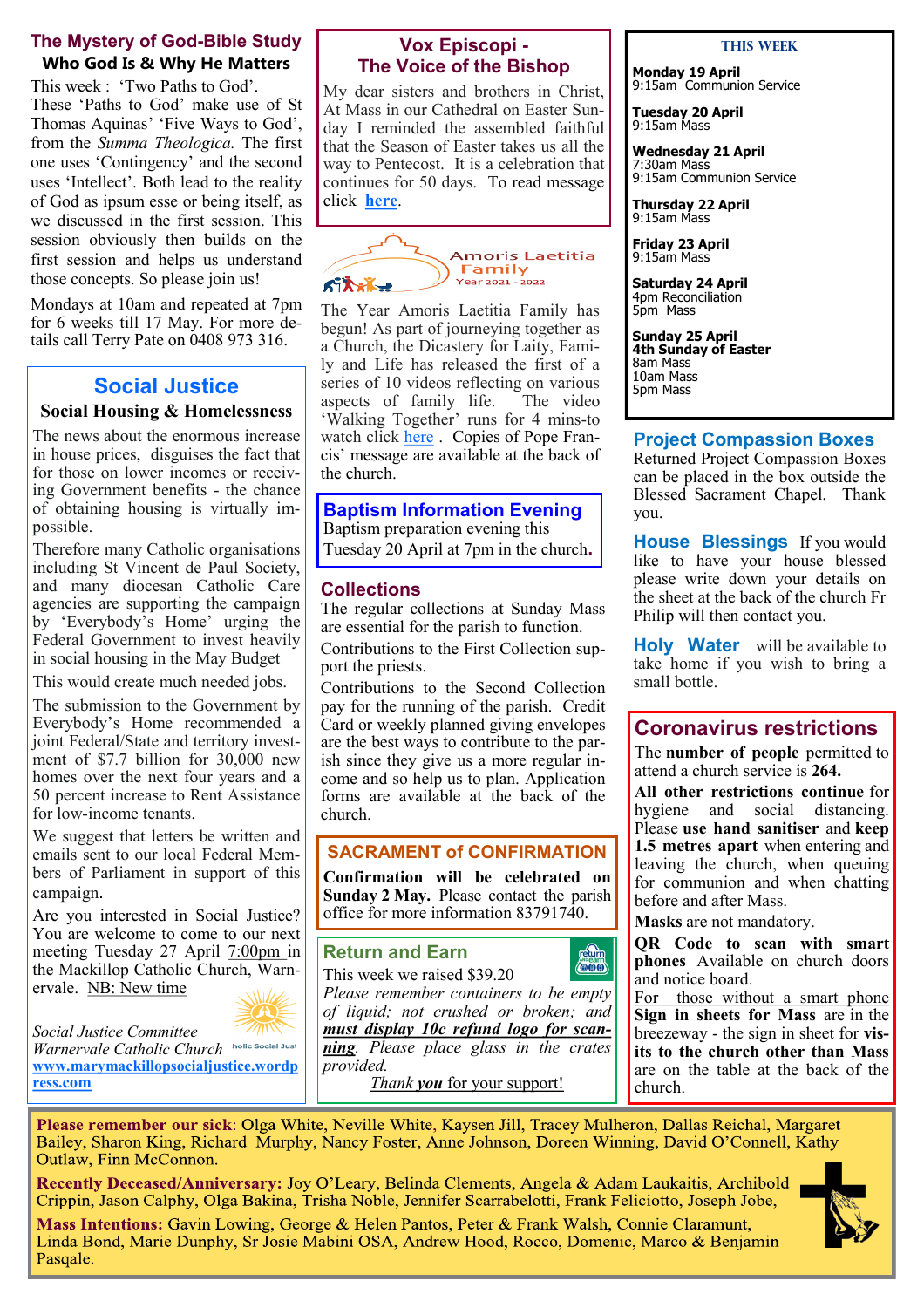## The Mystery of God-Bible Study

### Who God Is & Why He Matters

This week : 'Two Paths to God'.

These 'Paths to God' make use of St Thomas Aquinas' 'Five Ways to God', from the *Summa Theologica.* The first one uses 'Contingency' and the second uses 'Intellect'. Both lead to the reality of God as ipsum esse or being itself, as we discussed in the first session. This session obviously then builds on the first session and helps us understand those concepts. So please join us!

Mondays at 10am and repeated at 7pm for 6 weeks till 17 May. For more details call Terry Pate on 0408 973 316.

## Social Justice

### Social Housing & Homelessness

The news about the enormous increase in house prices, disguises the fact that for those on lower incomes or receiving Government benefits - the chance of obtaining housing is virtually impossible.

Therefore many Catholic organisations including St Vincent de Paul Society, and many diocesan Catholic Care agencies are supporting the campaign by 'Everybody's Home' urging the Federal Government to invest heavily in social housing in the May Budget

This would create much needed jobs.

The submission to the Government by Everybody's Home recommended a joint Federal/State and territory investment of $7.7 billion for 30,000 new homes over the next four years and a 50 percent increase to Rent Assistance for low-income tenants.

We suggest that letters be written and emails sent to our local Federal Members of Parliament in support of this campaign.

Are you interested in Social Justice? You are welcome to come to our next meeting Tuesday 27 April <u>7:00pm</u> in the Mackillop Catholic Church, Warnervale. <u>NB: New time</u>

*Social Justice Committee*
*Warnervale Catholic Church*
**[www.marymackillopsocialjustice.wordpress.com](www.marymackillopsocialjustice.wordpress.com)**

## Vox Episcopi - The Voice of the Bishop

My dear sisters and brothers in Christ, At Mass in our Cathedral on Easter Sunday I reminded the assembled faithful that the Season of Easter takes us all the way to Pentecost. It is a celebration that continues for 50 days. To read message click **here**.

Amoris Laetitia Family
Year 2021 - 2022

The Year Amoris Laetitia Family has begun! As part of journeying together as a Church, the Dicastery for Laity, Family and Life has released the first of a series of 10 videos reflecting on various aspects of family life. The video 'Walking Together' runs for 4 mins-to watch click here . Copies of Pope Francis' message are available at the back of the church.

## Baptism Information Evening

Baptism preparation evening this Tuesday 20 April at 7pm in the church.

## Collections

The regular collections at Sunday Mass are essential for the parish to function.

Contributions to the First Collection support the priests.

Contributions to the Second Collection pay for the running of the parish. Credit Card or weekly planned giving envelopes are the best ways to contribute to the parish since they give us a more regular income and so help us to plan. Application forms are available at the back of the church.

## SACRAMENT of CONFIRMATION

**Confirmation will be celebrated on Sunday 2 May.** Please contact the parish office for more information 83791740.

## Return and Earn

This week we raised $39.20

*Please remember containers to be empty of liquid; not crushed or broken; and* ***<u>must display 10c refund logo for scanning</u>****. Please place glass in the crates provided.*

*<u>Thank **you** for your support!</u>*

## THIS WEEK

**Monday 19 April**
9:15am Communion Service

**Tuesday 20 April**
9:15am Mass

**Wednesday 21 April**
7:30am Mass
9:15am Communion Service

**Thursday 22 April**
9:15am Mass

**Friday 23 April**
9:15am Mass

**Saturday 24 April**
4pm Reconciliation
5pm Mass

**Sunday 25 April**
**4th Sunday of Easter**
8am Mass
10am Mass
5pm Mass

## Project Compassion Boxes

Returned Project Compassion Boxes can be placed in the box outside the Blessed Sacrament Chapel. Thank you.

**House Blessings** If you would like to have your house blessed please write down your details on the sheet at the back of the church Fr Philip will then contact you.

**Holy Water** will be available to take home if you wish to bring a small bottle.

## Coronavirus restrictions

The **number of people** permitted to attend a church service is **264.**

**All other restrictions continue** for hygiene and social distancing. Please **use hand sanitiser** and **keep 1.5 metres apart** when entering and leaving the church, when queuing for communion and when chatting before and after Mass.

**Masks** are not mandatory.

**QR Code to scan with smart phones** Available on church doors and notice board.

<u>For those without a smart phone</u> **Sign in sheets for Mass** are in the breezeway - the sign in sheet for **visits to the church other than Mass** are on the table at the back of the church.

**Please remember our sick**: Olga White, Neville White, Kaysen Jill, Tracey Mulheron, Dallas Reichal, Margaret Bailey, Sharon King, Richard Murphy, Nancy Foster, Anne Johnson, Doreen Winning, David O'Connell, Kathy Outlaw, Finn McConnon.

**Recently Deceased/Anniversary:** Joy O'Leary, Belinda Clements, Angela & Adam Laukaitis, Archibold Crippin, Jason Calphy, Olga Bakina, Trisha Noble, Jennifer Scarrabelotti, Frank Feliciotto, Joseph Jobe,

**Mass Intentions:** Gavin Lowing, George & Helen Pantos, Peter & Frank Walsh, Connie Claramunt, Linda Bond, Marie Dunphy, Sr Josie Mabini OSA, Andrew Hood, Rocco, Domenic, Marco & Benjamin Pasqale.